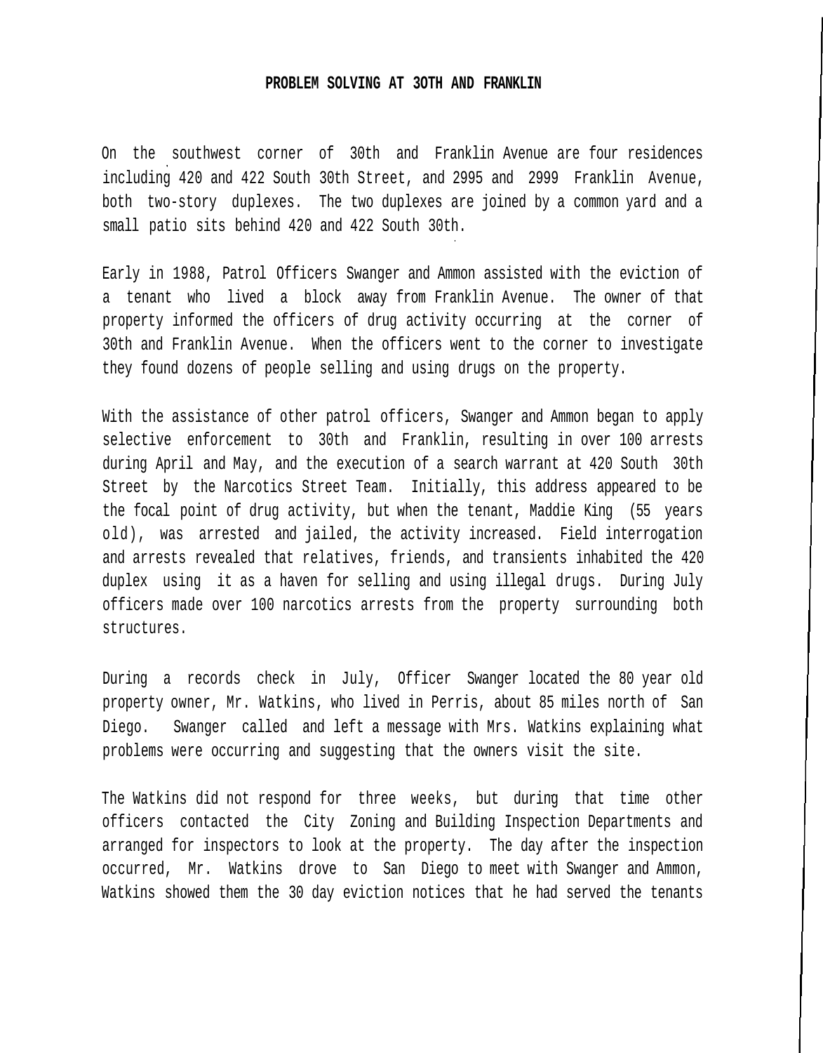# PROBLEM SOLVING AT 30TH AND FRANKLIN

On the southwest corner of 30th and Franklin Avenue are four residences including 420 and 422 South 30th Street, and 2995 and 2999 Franklin Avenue, both two-story duplexes. The two duplexes are joined by a common yard and a small patio sits behind 420 and 422 South 30th.

Early in 1988, Patrol Officers Swanger and Ammon assisted with the eviction of a tenant who lived a block away from Franklin Avenue. The owner of that property informed the officers of drug activity occurring at the corner of 30th and Franklin Avenue. When the officers went to the corner to investigate they found dozens of people selling and using drugs on the property.

With the assistance of other patrol officers, Swanger and Ammon began to apply selective enforcement to 30th and Franklin, resulting in over 100 arrests during April and May, and the execution of a search warrant at 420 South 30th Street by the Narcotics Street Team. Initially, this address appeared to be the focal point of drug activity, but when the tenant, Maddie King (55 years old), was arrested and jailed, the activity increased. Field interrogation and arrests revealed that relatives, friends, and transients inhabited the 420 duplex using it as a haven for selling and using illegal drugs. During July officers made over 100 narcotics arrests from the property surrounding both structures.

During a records check in July, Officer Swanger located the 80 year old property owner, Mr. Watkins, who lived in Perris, about 85 miles north of San Diego. Swanger called and left a message with Mrs. Watkins explaining what problems were occurring and suggesting that the owners visit the site.

The Watkins did not respond for three weeks, but during that time other officers contacted the City Zoning and Building Inspection Departments and arranged for inspectors to look at the property. The day after the inspection occurred, Mr. Watkins drove to San Diego to meet with Swanger and Ammon, Watkins showed them the 30 day eviction notices that he had served the tenants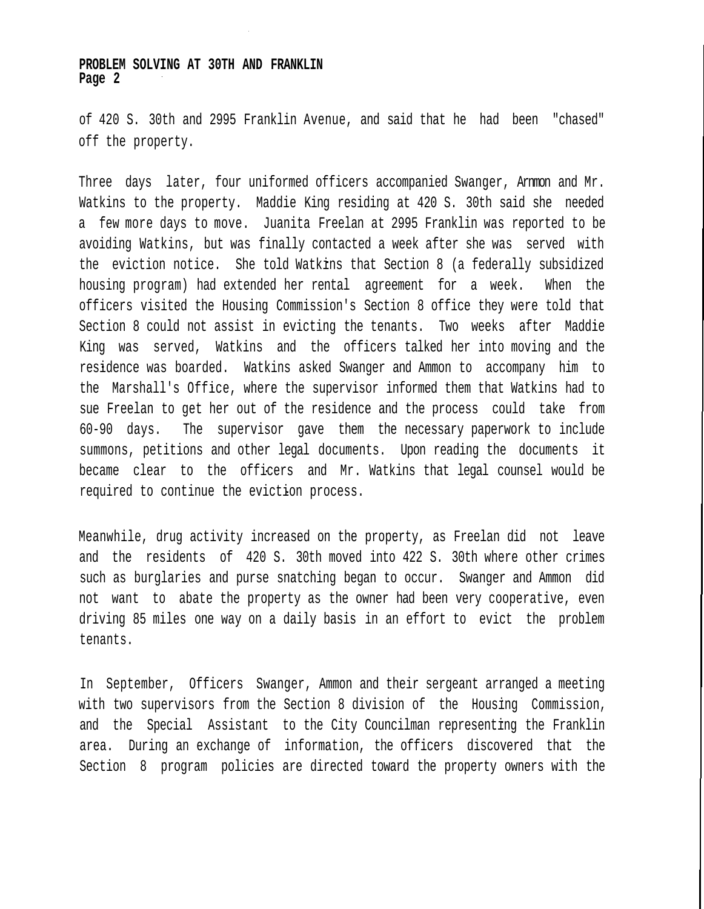of 420 S. 30th and 2995 Franklin Avenue, and said that he had been "chased" off the property.

Three days later, four uniformed officers accompanied Swanger, Ammon and Mr. Watkins to the property. Maddie King residing at 420 S. 30th said she needed a few more days to move. Juanita Freelan at 2995 Franklin was reported to be avoiding Watkins, but was finally contacted a week after she was served with the eviction notice. She told Watkins that Section 8 (a federally subsidized housing program) had extended her rental agreement for a week. When the officers visited the Housing Commission's Section 8 office they were told that Section 8 could not assist in evicting the tenants. Two weeks after Maddie King was served, Watkins and the officers talked her into moving and the residence was boarded. Watkins asked Swanger and Ammon to accompany him to the Marshall's Office, where the supervisor informed them that Watkins had to sue Freelan to get her out of the residence and the process could take from 60-90 days. The supervisor gave them the necessary paperwork to include summons, petitions and other legal documents. Upon reading the documents it became clear to the officers and Mr. Watkins that legal counsel would be required to continue the eviction process.

Meanwhile, drug activity increased on the property, as Freelan did not leave and the residents of 420 S. 30th moved into 422 S. 30th where other crimes such as burglaries and purse snatching began to occur. Swanger and Ammon did not want to abate the property as the owner had been very cooperative, even driving 85 miles one way on a daily basis in an effort to evict the problem tenants.

In September, Officers Swanger, Ammon and their sergeant arranged a meeting with two supervisors from the Section 8 division of the Housing Commission, and the Special Assistant to the City Councilman representing the Franklin area. During an exchange of information, the officers discovered that the Section 8 program policies are directed toward the property owners with the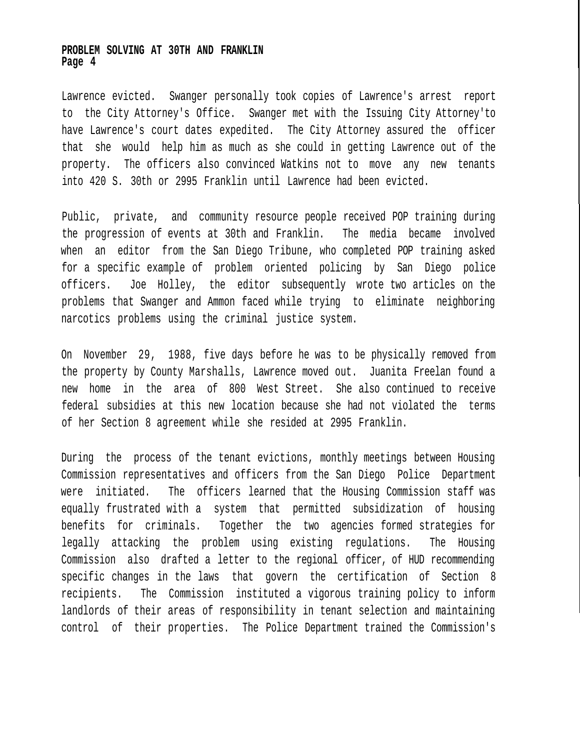Lawrence evicted. Swanger personally took copies of Lawrence's arrest report to the City Attorney's Office. Swanger met with the Issuing City Attorney'to have Lawrence's court dates expedited. The City Attorney assured the officer that she would help him as much as she could in getting Lawrence out of the property. The officers also convinced Watkins not to move any new tenants into 420 S. 30th or 2995 Franklin until Lawrence had been evicted.

Public, private, and community resource people received POP training during the progression of events at 30th and Franklin. The media became involved when an editor from the San Diego Tribune, who completed POP training asked for a specific example of problem oriented policing by San Diego police officers. Joe Holley, the editor subsequently wrote two articles on the problems that Swanger and Ammon faced while trying to eliminate neighboring narcotics problems using the criminal justice system.

On November 29, 1988, five days before he was to be physically removed from the property by County Marshalls, Lawrence moved out. Juanita Freelan found a new home in the area of 800 West Street. She also continued to receive federal subsidies at this new location because she had not violated the terms of her Section 8 agreement while she resided at 2995 Franklin.

During the process of the tenant evictions, monthly meetings between Housing Commission representatives and officers from the San Diego Police Department were initiated. The officers learned that the Housing Commission staff was equally frustrated with a system that permitted subsidization of housing benefits for criminals. Together the two agencies formed strategies for legally attacking the problem using existing regulations. The Housing Commission also drafted a letter to the regional officer, of HUD recommending specific changes in the laws that govern the certification of Section 8 recipients. The Commission instituted a vigorous training policy to inform landlords of their areas of responsibility in tenant selection and maintaining control of their properties. The Police Department trained the Commission's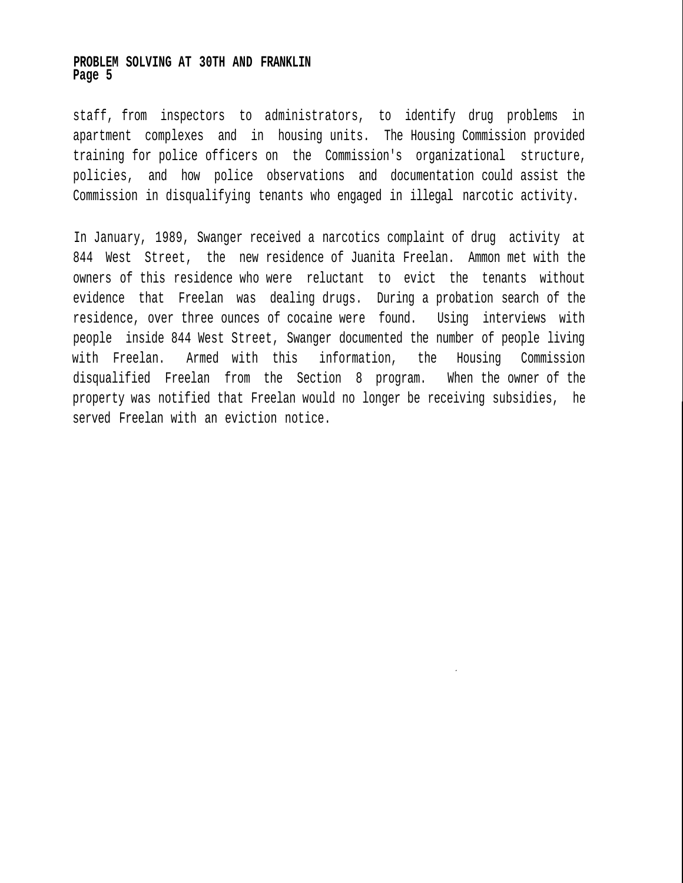staff, from inspectors to administrators, to identify drug problems in apartment complexes and in housing units. The Housing Commission provided training for police officers on the Commission's organizational structure, policies, and how police observations and documentation could assist the Commission in disqualifying tenants who engaged in illegal narcotic activity.

In January, 1989, Swanger received a narcotics complaint of drug activity at 844 West Street, the new residence of Juanita Freelan. Ammon met with the owners of this residence who were reluctant to evict the tenants without evidence that Freelan was dealing drugs. During a probation search of the residence, over three ounces of cocaine were found. Using interviews with people inside 844 West Street, Swanger documented the number of people living with Freelan. Armed with this information, the Housing Commission disqualified Freelan from the Section 8 program. When the owner of the property was notified that Freelan would no longer be receiving subsidies, he served Freelan with an eviction notice.